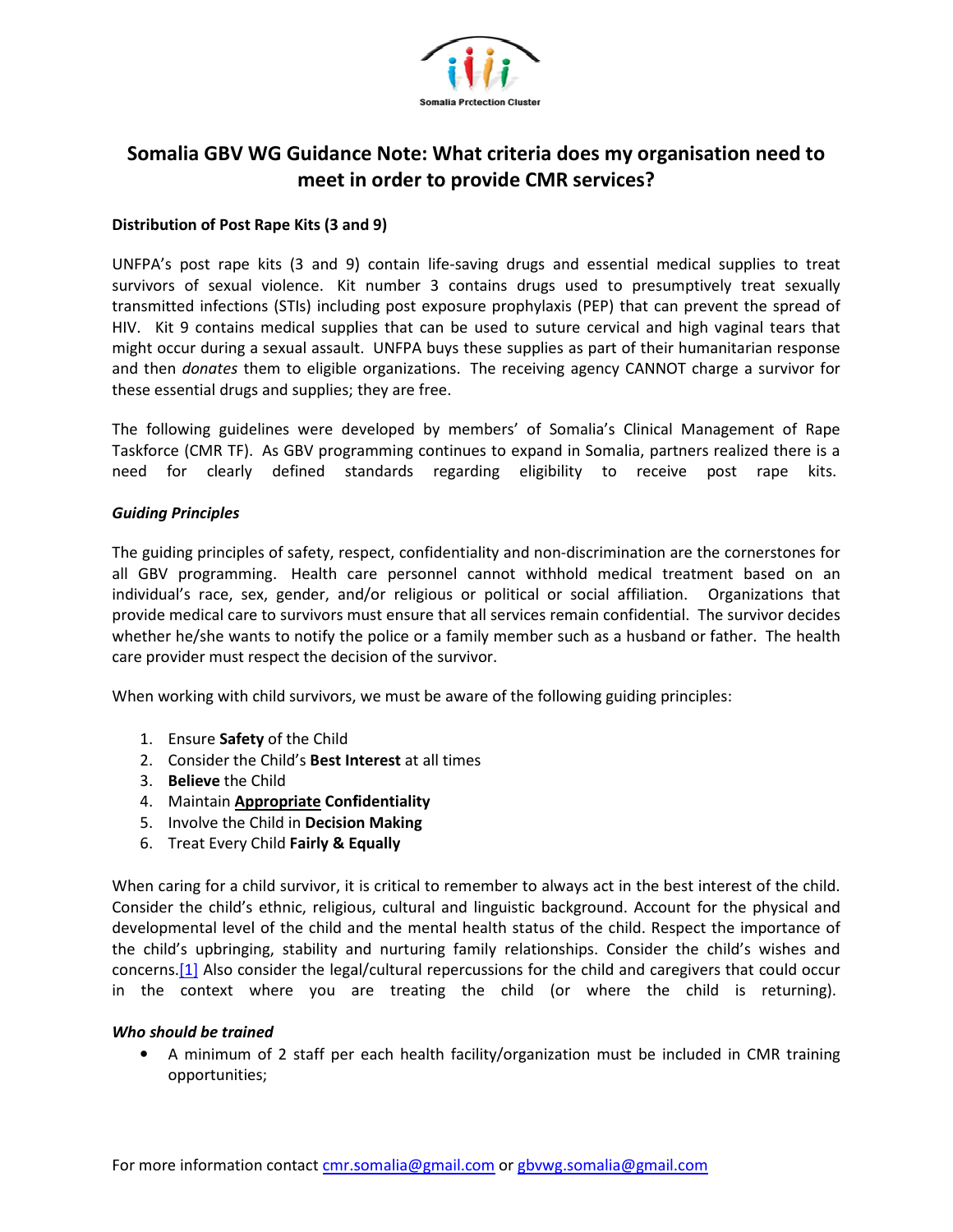Somalia Prctection Cluster

# Somalia GBV WG Guidance Note: What criteria does my organisation need to meet in order to provide CMR services?

**Distribution of Post Rape Kits (3 and 9)**

UNFPA's post rape kits (3 and 9) contain life-saving drugs and essential medical supplies to treat survivors of sexual violence. Kit number 3 contains drugs used to presumptively treat sexually transmitted infections (STIs) including post exposure prophylaxis (PEP) that can prevent the spread of HIV. Kit 9 contains medical supplies that can be used to suture cervical and high vaginal tears that might occur during a sexual assault. UNFPA buys these supplies as part of their humanitarian response and then *donates* them to eligible organizations. The receiving agency CANNOT charge a survivor for these essential drugs and supplies; they are free.

The following guidelines were developed by members' of Somalia's Clinical Management of Rape Taskforce (CMR TF). As GBV programming continues to expand in Somalia, partners realized there is a need for clearly defined standards regarding eligibility to receive post rape kits.

***Guiding Principles***

The guiding principles of safety, respect, confidentiality and non-discrimination are the cornerstones for all GBV programming. Health care personnel cannot withhold medical treatment based on an individual's race, sex, gender, and/or religious or political or social affiliation. Organizations that provide medical care to survivors must ensure that all services remain confidential. The survivor decides whether he/she wants to notify the police or a family member such as a husband or father. The health care provider must respect the decision of the survivor.

When working with child survivors, we must be aware of the following guiding principles:

1. Ensure **Safety** of the Child
2. Consider the Child's **Best Interest** at all times
3. **Believe** the Child
4. Maintain <u>**Appropriate**</u> **Confidentiality**
5. Involve the Child in **Decision Making**
6. Treat Every Child **Fairly & Equally**

When caring for a child survivor, it is critical to remember to always act in the best interest of the child. Consider the child's ethnic, religious, cultural and linguistic background. Account for the physical and developmental level of the child and the mental health status of the child. Respect the importance of the child's upbringing, stability and nurturing family relationships. Consider the child's wishes and concerns.[1] Also consider the legal/cultural repercussions for the child and caregivers that could occur in the context where you are treating the child (or where the child is returning).

***Who should be trained***

- A minimum of 2 staff per each health facility/organization must be included in CMR training opportunities;

For more information contact cmr.somalia@gmail.com or gbvwg.somalia@gmail.com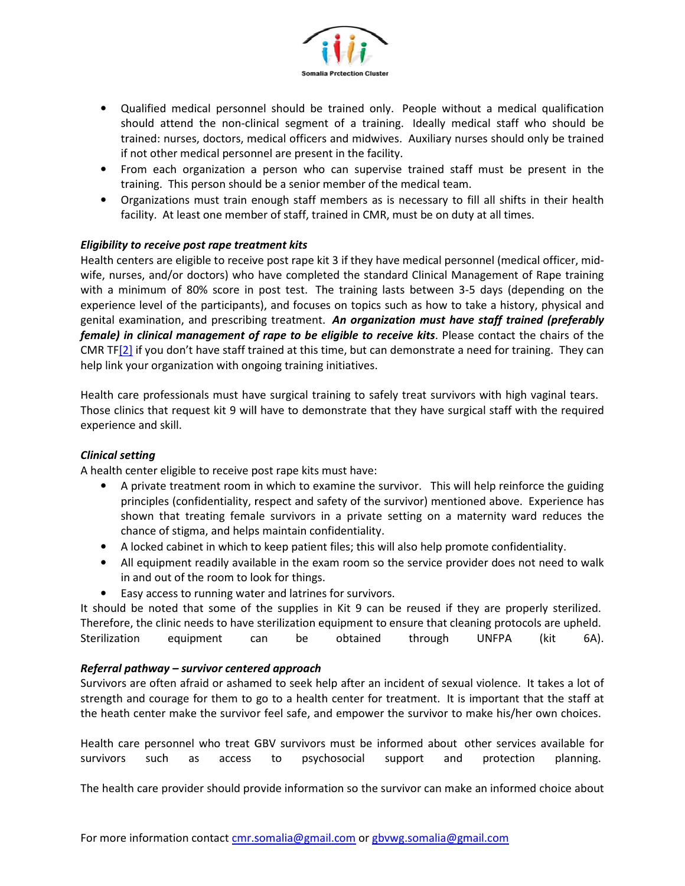- Qualified medical personnel should be trained only. People without a medical qualification should attend the non-clinical segment of a training. Ideally medical staff who should be trained: nurses, doctors, medical officers and midwives. Auxiliary nurses should only be trained if not other medical personnel are present in the facility.
- From each organization a person who can supervise trained staff must be present in the training. This person should be a senior member of the medical team.
- Organizations must train enough staff members as is necessary to fill all shifts in their health facility. At least one member of staff, trained in CMR, must be on duty at all times.

***Eligibility to receive post rape treatment kits***

Health centers are eligible to receive post rape kit 3 if they have medical personnel (medical officer, mid-wife, nurses, and/or doctors) who have completed the standard Clinical Management of Rape training with a minimum of 80% score in post test. The training lasts between 3-5 days (depending on the experience level of the participants), and focuses on topics such as how to take a history, physical and genital examination, and prescribing treatment. ***An organization must have staff trained (preferably female) in clinical management of rape to be eligible to receive kits***. Please contact the chairs of the CMR TF[2] if you don't have staff trained at this time, but can demonstrate a need for training. They can help link your organization with ongoing training initiatives.

Health care professionals must have surgical training to safely treat survivors with high vaginal tears. Those clinics that request kit 9 will have to demonstrate that they have surgical staff with the required experience and skill.

***Clinical setting***

A health center eligible to receive post rape kits must have:

- A private treatment room in which to examine the survivor. This will help reinforce the guiding principles (confidentiality, respect and safety of the survivor) mentioned above. Experience has shown that treating female survivors in a private setting on a maternity ward reduces the chance of stigma, and helps maintain confidentiality.
- A locked cabinet in which to keep patient files; this will also help promote confidentiality.
- All equipment readily available in the exam room so the service provider does not need to walk in and out of the room to look for things.
- Easy access to running water and latrines for survivors.

It should be noted that some of the supplies in Kit 9 can be reused if they are properly sterilized. Therefore, the clinic needs to have sterilization equipment to ensure that cleaning protocols are upheld. Sterilization equipment can be obtained through UNFPA (kit 6A).

***Referral pathway – survivor centered approach***

Survivors are often afraid or ashamed to seek help after an incident of sexual violence. It takes a lot of strength and courage for them to go to a health center for treatment. It is important that the staff at the heath center make the survivor feel safe, and empower the survivor to make his/her own choices.

Health care personnel who treat GBV survivors must be informed about other services available for survivors such as access to psychosocial support and protection planning.

The health care provider should provide information so the survivor can make an informed choice about

For more information contact cmr.somalia@gmail.com or gbvwg.somalia@gmail.com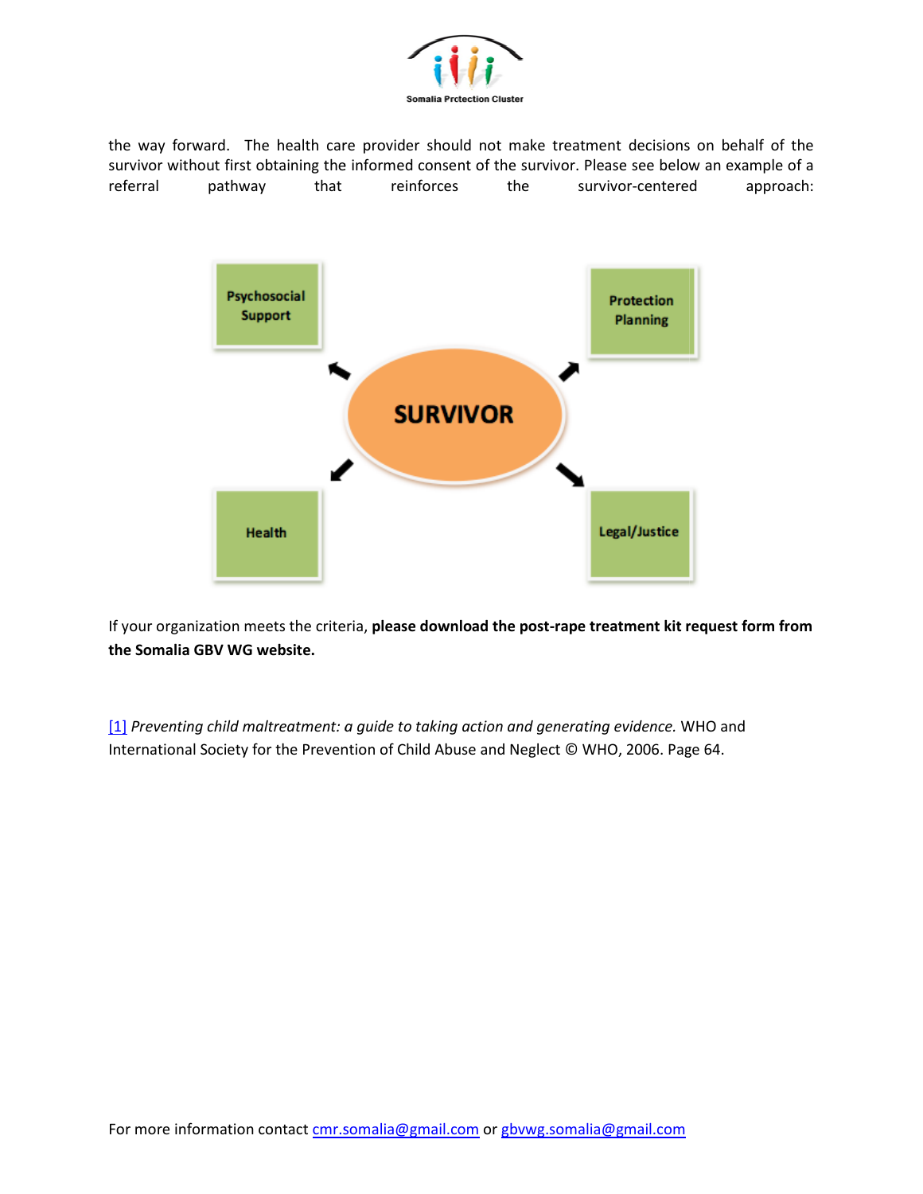the way forward. The health care provider should not make treatment decisions on behalf of the survivor without first obtaining the informed consent of the survivor. Please see below an example of a referral pathway that reinforces the survivor-centered approach:

Psychosocial Support

Protection Planning

SURVIVOR

Health

Legal/Justice

If your organization meets the criteria, **please download the post-rape treatment kit request form from the Somalia GBV WG website.**

[1] *Preventing child maltreatment: a guide to taking action and generating evidence.* WHO and International Society for the Prevention of Child Abuse and Neglect © WHO, 2006. Page 64.

For more information contact cmr.somalia@gmail.com or gbvwg.somalia@gmail.com